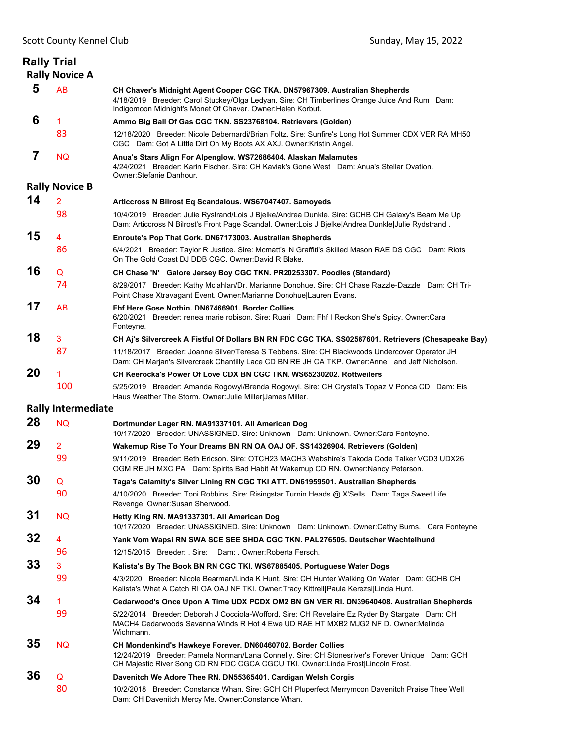# Rally Trial

## Rally Novice A

**5** AB **CH Chaver's Midnight Agent Cooper CGC TKA. DN57967309. Australian Shepherds**
4/18/2019 Breeder: Carol Stuckey/Olga Ledyan. Sire: CH Timberlines Orange Juice And Rum Dam: Indigomoon Midnight's Monet Of Chaver. Owner:Helen Korbut.

**6** 1 83 **Ammo Big Ball Of Gas CGC TKN. SS23768104. Retrievers (Golden)**
12/18/2020 Breeder: Nicole Debernardi/Brian Foltz. Sire: Sunfire's Long Hot Summer CDX VER RA MH50 CGC Dam: Got A Little Dirt On My Boots AX AXJ. Owner:Kristin Angel.

**7** NQ **Anua's Stars Align For Alpenglow. WS72686404. Alaskan Malamutes**
4/24/2021 Breeder: Karin Fischer. Sire: CH Kaviak's Gone West Dam: Anua's Stellar Ovation. Owner:Stefanie Danhour.

## Rally Novice B

**14** 2 98 **Articcross N Bilrost Eq Scandalous. WS67047407. Samoyeds**
10/4/2019 Breeder: Julie Rystrand/Lois J Bjelke/Andrea Dunkle. Sire: GCHB CH Galaxy's Beam Me Up Dam: Articcross N Bilrost's Front Page Scandal. Owner:Lois J Bjelke|Andrea Dunkle|Julie Rydstrand .

**15** 4 86 **Enroute's Pop That Cork. DN67173003. Australian Shepherds**
6/4/2021 Breeder: Taylor R Justice. Sire: Mcmatt's 'N Graffiti's Skilled Mason RAE DS CGC Dam: Riots On The Gold Coast DJ DDB CGC. Owner:David R Blake.

**16** Q 74 **CH Chase 'N' Galore Jersey Boy CGC TKN. PR20253307. Poodles (Standard)**
8/29/2017 Breeder: Kathy Mclahlan/Dr. Marianne Donohue. Sire: CH Chase Razzle-Dazzle Dam: CH Tri-Point Chase Xtravagant Event. Owner:Marianne Donohue|Lauren Evans.

**17** AB **Fhf Here Gose Nothin. DN67466901. Border Collies**
6/20/2021 Breeder: renea marie robison. Sire: Ruari Dam: Fhf I Reckon She's Spicy. Owner:Cara Fonteyne.

**18** 3 87 **CH Aj's Silvercreek A Fistful Of Dollars BN RN FDC CGC TKA. SS02587601. Retrievers (Chesapeake Bay)**
11/18/2017 Breeder: Joanne Silver/Teresa S Tebbens. Sire: CH Blackwoods Undercover Operator JH Dam: CH Marjan's Silvercreek Chantilly Lace CD BN RE JH CA TKP. Owner:Anne and Jeff Nicholson.

**20** 1 100 **CH Keerocka's Power Of Love CDX BN CGC TKN. WS65230202. Rottweilers**
5/25/2019 Breeder: Amanda Rogowyi/Brenda Rogowyi. Sire: CH Crystal's Topaz V Ponca CD Dam: Eis Haus Weather The Storm. Owner:Julie Miller|James Miller.

## Rally Intermediate

**28** NQ **Dortmunder Lager RN. MA91337101. All American Dog**
10/17/2020 Breeder: UNASSIGNED. Sire: Unknown Dam: Unknown. Owner:Cara Fonteyne.

**29** 2 99 **Wakemup Rise To Your Dreams BN RN OA OAJ OF. SS14326904. Retrievers (Golden)**
9/11/2019 Breeder: Beth Ericson. Sire: OTCH23 MACH3 Webshire's Takoda Code Talker VCD3 UDX26 OGM RE JH MXC PA Dam: Spirits Bad Habit At Wakemup CD RN. Owner:Nancy Peterson.

**30** Q 90 **Taga's Calamity's Silver Lining RN CGC TKI ATT. DN61959501. Australian Shepherds**
4/10/2020 Breeder: Toni Robbins. Sire: Risingstar Turnin Heads @ X'Sells Dam: Taga Sweet Life Revenge. Owner:Susan Sherwood.

**31** NQ **Hetty King RN. MA91337301. All American Dog**
10/17/2020 Breeder: UNASSIGNED. Sire: Unknown Dam: Unknown. Owner:Cathy Burns. Cara Fonteyne

**32** 4 96 **Yank Vom Wapsi RN SWA SCE SEE SHDA CGC TKN. PAL276505. Deutscher Wachtelhund**
12/15/2015 Breeder: . Sire: Dam: . Owner:Roberta Fersch.

**33** 3 99 **Kalista's By The Book BN RN CGC TKI. WS67885405. Portuguese Water Dogs**
4/3/2020 Breeder: Nicole Bearman/Linda K Hunt. Sire: CH Hunter Walking On Water Dam: GCHB CH Kalista's What A Catch RI OA OAJ NF TKI. Owner:Tracy Kittrell|Paula Kerezsi|Linda Hunt.

**34** 1 99 **Cedarwood's Once Upon A Time UDX PCDX OM2 BN GN VER RI. DN39640408. Australian Shepherds**
5/22/2014 Breeder: Deborah J Cocciola-Wofford. Sire: CH Revelaire Ez Ryder By Stargate Dam: CH MACH4 Cedarwoods Savanna Winds R Hot 4 Ewe UD RAE HT MXB2 MJG2 NF D. Owner:Melinda Wichmann.

**35** NQ **CH Mondenkind's Hawkeye Forever. DN60460702. Border Collies**
12/24/2019 Breeder: Pamela Norman/Lana Connelly. Sire: CH Stonesriver's Forever Unique Dam: GCH CH Majestic River Song CD RN FDC CGCA CGCU TKI. Owner:Linda Frost|Lincoln Frost.

**36** Q 80 **Davenitch We Adore Thee RN. DN55365401. Cardigan Welsh Corgis**
10/2/2018 Breeder: Constance Whan. Sire: GCH CH Pluperfect Merrymoon Davenitch Praise Thee Well Dam: CH Davenitch Mercy Me. Owner:Constance Whan.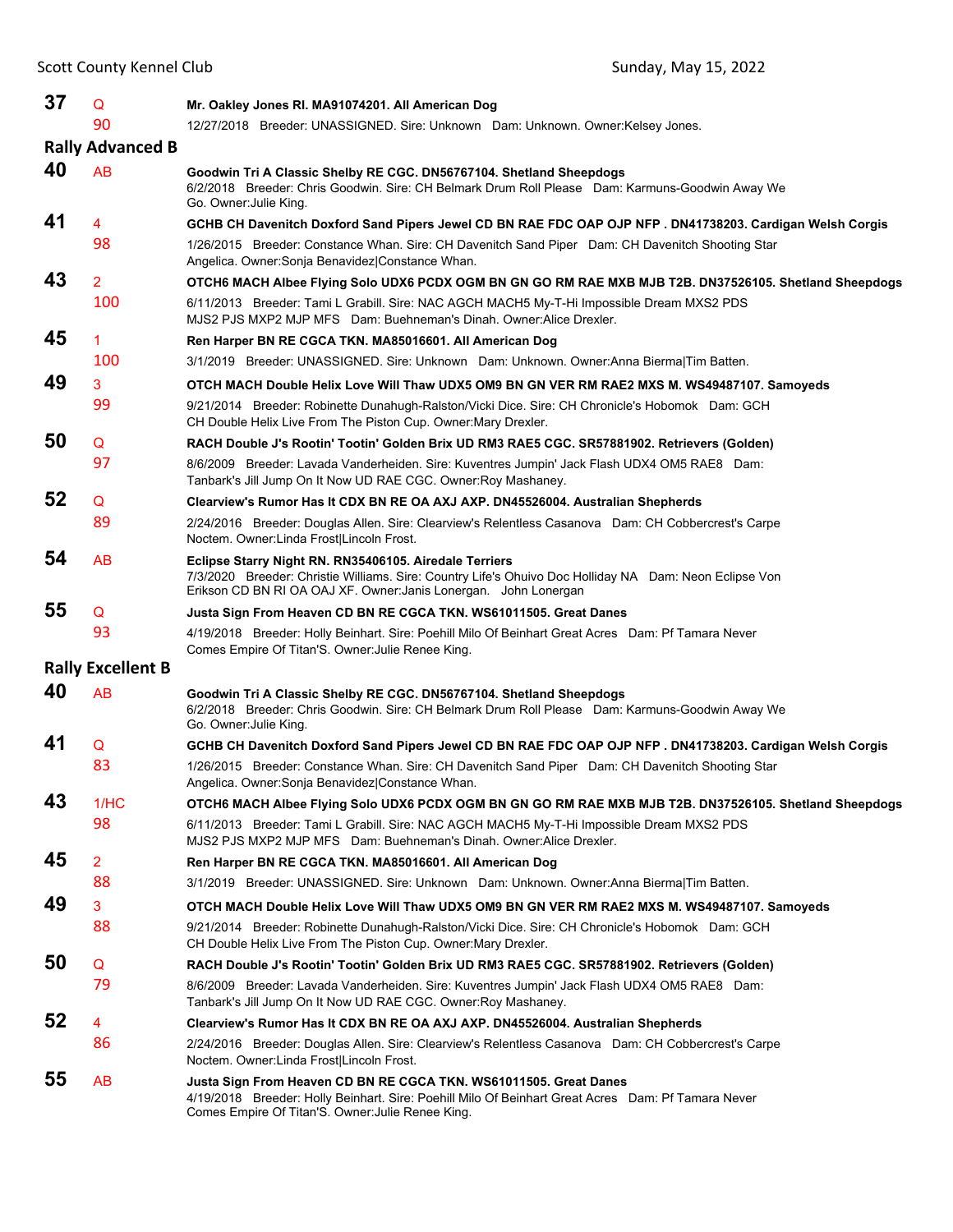**37** Q **Mr. Oakley Jones RI. MA91074201. All American Dog**
90 12/27/2018 Breeder: UNASSIGNED. Sire: Unknown Dam: Unknown. Owner:Kelsey Jones.

## Rally Advanced B

**40** AB **Goodwin Tri A Classic Shelby RE CGC. DN56767104. Shetland Sheepdogs**
6/2/2018 Breeder: Chris Goodwin. Sire: CH Belmark Drum Roll Please Dam: Karmuns-Goodwin Away We Go. Owner:Julie King.

**41** 4 **GCHB CH Davenitch Doxford Sand Pipers Jewel CD BN RAE FDC OAP OJP NFP . DN41738203. Cardigan Welsh Corgis**
98 1/26/2015 Breeder: Constance Whan. Sire: CH Davenitch Sand Piper Dam: CH Davenitch Shooting Star Angelica. Owner:Sonja Benavidez|Constance Whan.

**43** 2 **OTCH6 MACH Albee Flying Solo UDX6 PCDX OGM BN GN GO RM RAE MXB MJB T2B. DN37526105. Shetland Sheepdogs**
100 6/11/2013 Breeder: Tami L Grabill. Sire: NAC AGCH MACH5 My-T-Hi Impossible Dream MXS2 PDS MJS2 PJS MXP2 MJP MFS Dam: Buehneman's Dinah. Owner:Alice Drexler.

**45** 1 **Ren Harper BN RE CGCA TKN. MA85016601. All American Dog**
100 3/1/2019 Breeder: UNASSIGNED. Sire: Unknown Dam: Unknown. Owner:Anna Bierma|Tim Batten.

**49** 3 **OTCH MACH Double Helix Love Will Thaw UDX5 OM9 BN GN VER RM RAE2 MXS M. WS49487107. Samoyeds**
99 9/21/2014 Breeder: Robinette Dunahugh-Ralston/Vicki Dice. Sire: CH Chronicle's Hobomok Dam: GCH CH Double Helix Live From The Piston Cup. Owner:Mary Drexler.

**50** Q **RACH Double J's Rootin' Tootin' Golden Brix UD RM3 RAE5 CGC. SR57881902. Retrievers (Golden)**
97 8/6/2009 Breeder: Lavada Vanderheiden. Sire: Kuventres Jumpin' Jack Flash UDX4 OM5 RAE8 Dam: Tanbark's Jill Jump On It Now UD RAE CGC. Owner:Roy Mashaney.

**52** Q **Clearview's Rumor Has It CDX BN RE OA AXJ AXP. DN45526004. Australian Shepherds**
89 2/24/2016 Breeder: Douglas Allen. Sire: Clearview's Relentless Casanova Dam: CH Cobbercrest's Carpe Noctem. Owner:Linda Frost|Lincoln Frost.

**54** AB **Eclipse Starry Night RN. RN35406105. Airedale Terriers**
7/3/2020 Breeder: Christie Williams. Sire: Country Life's Ohuivo Doc Holliday NA Dam: Neon Eclipse Von Erikson CD BN RI OA OAJ XF. Owner:Janis Lonergan. John Lonergan

**55** Q **Justa Sign From Heaven CD BN RE CGCA TKN. WS61011505. Great Danes**
93 4/19/2018 Breeder: Holly Beinhart. Sire: Poehill Milo Of Beinhart Great Acres Dam: Pf Tamara Never Comes Empire Of Titan'S. Owner:Julie Renee King.

## Rally Excellent B

**40** AB **Goodwin Tri A Classic Shelby RE CGC. DN56767104. Shetland Sheepdogs**
6/2/2018 Breeder: Chris Goodwin. Sire: CH Belmark Drum Roll Please Dam: Karmuns-Goodwin Away We Go. Owner:Julie King.

**41** Q **GCHB CH Davenitch Doxford Sand Pipers Jewel CD BN RAE FDC OAP OJP NFP . DN41738203. Cardigan Welsh Corgis**
83 1/26/2015 Breeder: Constance Whan. Sire: CH Davenitch Sand Piper Dam: CH Davenitch Shooting Star Angelica. Owner:Sonja Benavidez|Constance Whan.

**43** 1/HC **OTCH6 MACH Albee Flying Solo UDX6 PCDX OGM BN GN GO RM RAE MXB MJB T2B. DN37526105. Shetland Sheepdogs**
98 6/11/2013 Breeder: Tami L Grabill. Sire: NAC AGCH MACH5 My-T-Hi Impossible Dream MXS2 PDS MJS2 PJS MXP2 MJP MFS Dam: Buehneman's Dinah. Owner:Alice Drexler.

**45** 2 **Ren Harper BN RE CGCA TKN. MA85016601. All American Dog**
88 3/1/2019 Breeder: UNASSIGNED. Sire: Unknown Dam: Unknown. Owner:Anna Bierma|Tim Batten.

**49** 3 **OTCH MACH Double Helix Love Will Thaw UDX5 OM9 BN GN VER RM RAE2 MXS M. WS49487107. Samoyeds**
88 9/21/2014 Breeder: Robinette Dunahugh-Ralston/Vicki Dice. Sire: CH Chronicle's Hobomok Dam: GCH CH Double Helix Live From The Piston Cup. Owner:Mary Drexler.

**50** Q **RACH Double J's Rootin' Tootin' Golden Brix UD RM3 RAE5 CGC. SR57881902. Retrievers (Golden)**
79 8/6/2009 Breeder: Lavada Vanderheiden. Sire: Kuventres Jumpin' Jack Flash UDX4 OM5 RAE8 Dam: Tanbark's Jill Jump On It Now UD RAE CGC. Owner:Roy Mashaney.

**52** 4 **Clearview's Rumor Has It CDX BN RE OA AXJ AXP. DN45526004. Australian Shepherds**
86 2/24/2016 Breeder: Douglas Allen. Sire: Clearview's Relentless Casanova Dam: CH Cobbercrest's Carpe Noctem. Owner:Linda Frost|Lincoln Frost.

**55** AB **Justa Sign From Heaven CD BN RE CGCA TKN. WS61011505. Great Danes**
4/19/2018 Breeder: Holly Beinhart. Sire: Poehill Milo Of Beinhart Great Acres Dam: Pf Tamara Never Comes Empire Of Titan'S. Owner:Julie Renee King.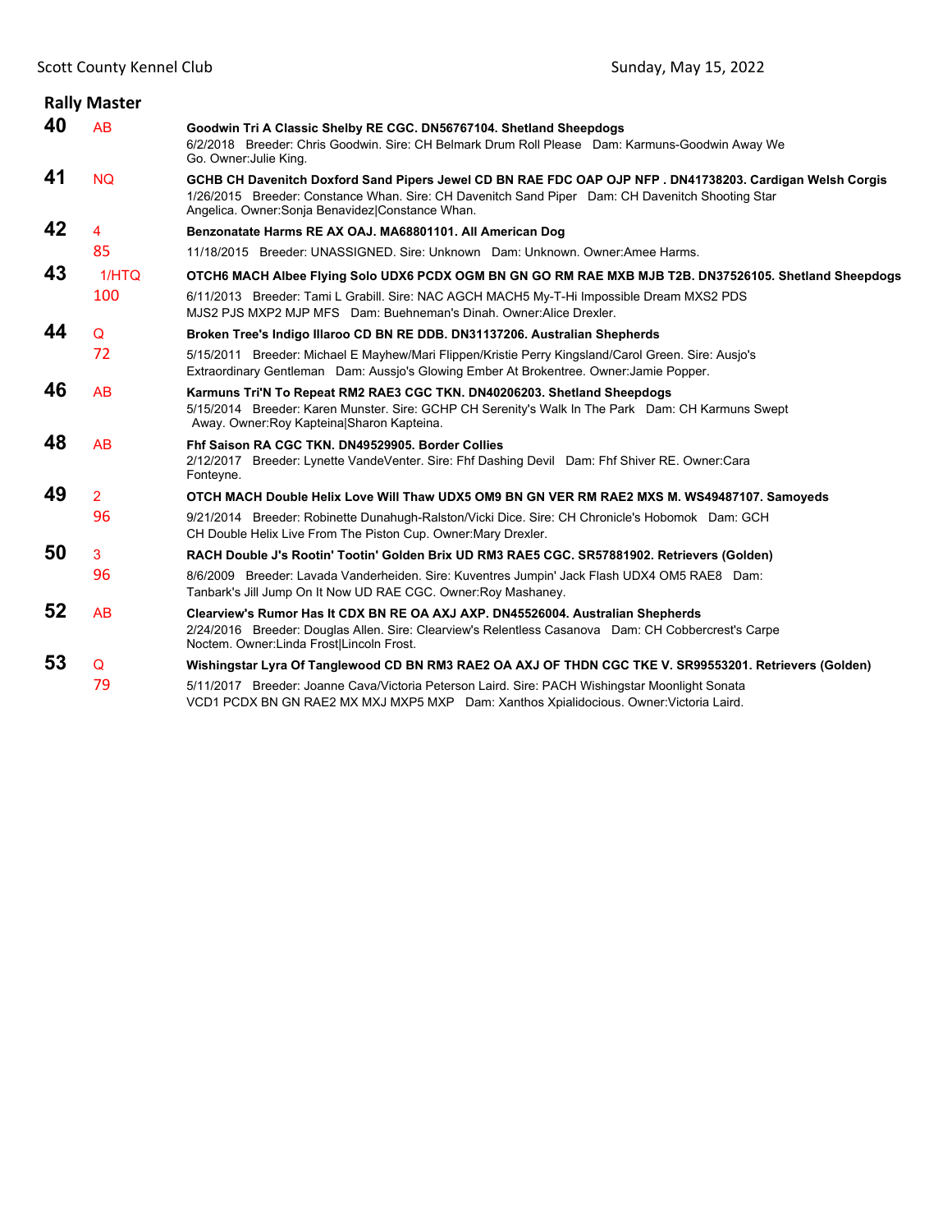## Rally Master

**40** AB
**Goodwin Tri A Classic Shelby RE CGC. DN56767104. Shetland Sheepdogs**
6/2/2018 Breeder: Chris Goodwin. Sire: CH Belmark Drum Roll Please Dam: Karmuns-Goodwin Away We Go. Owner:Julie King.

**41** NQ
**GCHB CH Davenitch Doxford Sand Pipers Jewel CD BN RAE FDC OAP OJP NFP . DN41738203. Cardigan Welsh Corgis**
1/26/2015 Breeder: Constance Whan. Sire: CH Davenitch Sand Piper Dam: CH Davenitch Shooting Star Angelica. Owner:Sonja Benavidez|Constance Whan.

**42** 4 85
**Benzonatate Harms RE AX OAJ. MA68801101. All American Dog**
11/18/2015 Breeder: UNASSIGNED. Sire: Unknown Dam: Unknown. Owner:Amee Harms.

**43** 1/HTQ 100
**OTCH6 MACH Albee Flying Solo UDX6 PCDX OGM BN GN GO RM RAE MXB MJB T2B. DN37526105. Shetland Sheepdogs**
6/11/2013 Breeder: Tami L Grabill. Sire: NAC AGCH MACH5 My-T-Hi Impossible Dream MXS2 PDS MJS2 PJS MXP2 MJP MFS Dam: Buehneman's Dinah. Owner:Alice Drexler.

**44** Q 72
**Broken Tree's Indigo Illaroo CD BN RE DDB. DN31137206. Australian Shepherds**
5/15/2011 Breeder: Michael E Mayhew/Mari Flippen/Kristie Perry Kingsland/Carol Green. Sire: Ausjo's Extraordinary Gentleman Dam: Aussjo's Glowing Ember At Brokentree. Owner:Jamie Popper.

**46** AB
**Karmuns Tri'N To Repeat RM2 RAE3 CGC TKN. DN40206203. Shetland Sheepdogs**
5/15/2014 Breeder: Karen Munster. Sire: GCHP CH Serenity's Walk In The Park Dam: CH Karmuns Swept Away. Owner:Roy Kapteina|Sharon Kapteina.

**48** AB
**Fhf Saison RA CGC TKN. DN49529905. Border Collies**
2/12/2017 Breeder: Lynette VandeVenter. Sire: Fhf Dashing Devil Dam: Fhf Shiver RE. Owner:Cara Fonteyne.

**49** 2 96
**OTCH MACH Double Helix Love Will Thaw UDX5 OM9 BN GN VER RM RAE2 MXS M. WS49487107. Samoyeds**
9/21/2014 Breeder: Robinette Dunahugh-Ralston/Vicki Dice. Sire: CH Chronicle's Hobomok Dam: GCH CH Double Helix Live From The Piston Cup. Owner:Mary Drexler.

**50** 3 96
**RACH Double J's Rootin' Tootin' Golden Brix UD RM3 RAE5 CGC. SR57881902. Retrievers (Golden)**
8/6/2009 Breeder: Lavada Vanderheiden. Sire: Kuventres Jumpin' Jack Flash UDX4 OM5 RAE8 Dam: Tanbark's Jill Jump On It Now UD RAE CGC. Owner:Roy Mashaney.

**52** AB
**Clearview's Rumor Has It CDX BN RE OA AXJ AXP. DN45526004. Australian Shepherds**
2/24/2016 Breeder: Douglas Allen. Sire: Clearview's Relentless Casanova Dam: CH Cobbercrest's Carpe Noctem. Owner:Linda Frost|Lincoln Frost.

**53** Q 79
**Wishingstar Lyra Of Tanglewood CD BN RM3 RAE2 OA AXJ OF THDN CGC TKE V. SR99553201. Retrievers (Golden)**
5/11/2017 Breeder: Joanne Cava/Victoria Peterson Laird. Sire: PACH Wishingstar Moonlight Sonata VCD1 PCDX BN GN RAE2 MX MXJ MXP5 MXP Dam: Xanthos Xpialidocious. Owner:Victoria Laird.